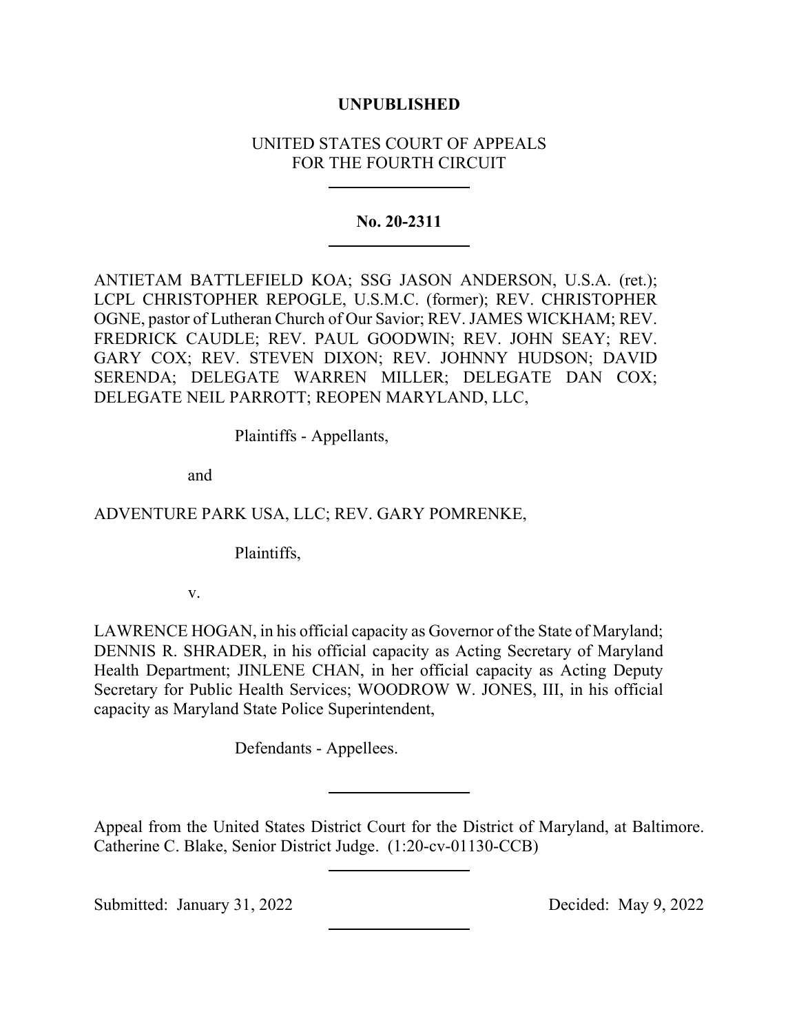**UNPUBLISHED**

UNITED STATES COURT OF APPEALS
FOR THE FOURTH CIRCUIT

---

**No. 20-2311**

---

ANTIETAM BATTLEFIELD KOA; SSG JASON ANDERSON, U.S.A. (ret.); LCPL CHRISTOPHER REPOGLE, U.S.M.C. (former); REV. CHRISTOPHER OGNE, pastor of Lutheran Church of Our Savior; REV. JAMES WICKHAM; REV. FREDRICK CAUDLE; REV. PAUL GOODWIN; REV. JOHN SEAY; REV. GARY COX; REV. STEVEN DIXON; REV. JOHNNY HUDSON; DAVID SERENDA; DELEGATE WARREN MILLER; DELEGATE DAN COX; DELEGATE NEIL PARROTT; REOPEN MARYLAND, LLC,

Plaintiffs - Appellants,

and

ADVENTURE PARK USA, LLC; REV. GARY POMRENKE,

Plaintiffs,

v.

LAWRENCE HOGAN, in his official capacity as Governor of the State of Maryland; DENNIS R. SHRADER, in his official capacity as Acting Secretary of Maryland Health Department; JINLENE CHAN, in her official capacity as Acting Deputy Secretary for Public Health Services; WOODROW W. JONES, III, in his official capacity as Maryland State Police Superintendent,

Defendants - Appellees.

---

Appeal from the United States District Court for the District of Maryland, at Baltimore. Catherine C. Blake, Senior District Judge. (1:20-cv-01130-CCB)

---

Submitted: January 31, 2022 Decided: May 9, 2022

---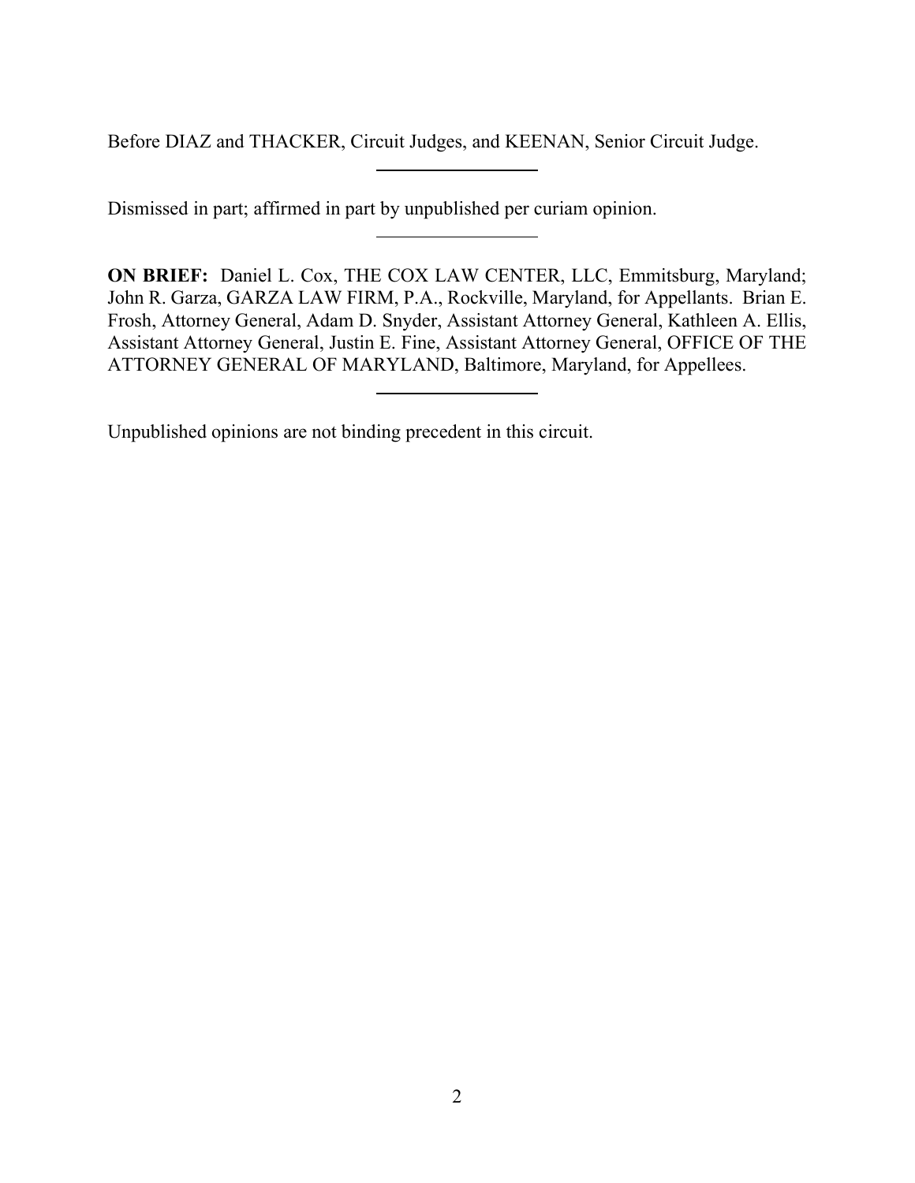Before DIAZ and THACKER, Circuit Judges, and KEENAN, Senior Circuit Judge.

---

Dismissed in part; affirmed in part by unpublished per curiam opinion.

---

**ON BRIEF:** Daniel L. Cox, THE COX LAW CENTER, LLC, Emmitsburg, Maryland; John R. Garza, GARZA LAW FIRM, P.A., Rockville, Maryland, for Appellants. Brian E. Frosh, Attorney General, Adam D. Snyder, Assistant Attorney General, Kathleen A. Ellis, Assistant Attorney General, Justin E. Fine, Assistant Attorney General, OFFICE OF THE ATTORNEY GENERAL OF MARYLAND, Baltimore, Maryland, for Appellees.

---

Unpublished opinions are not binding precedent in this circuit.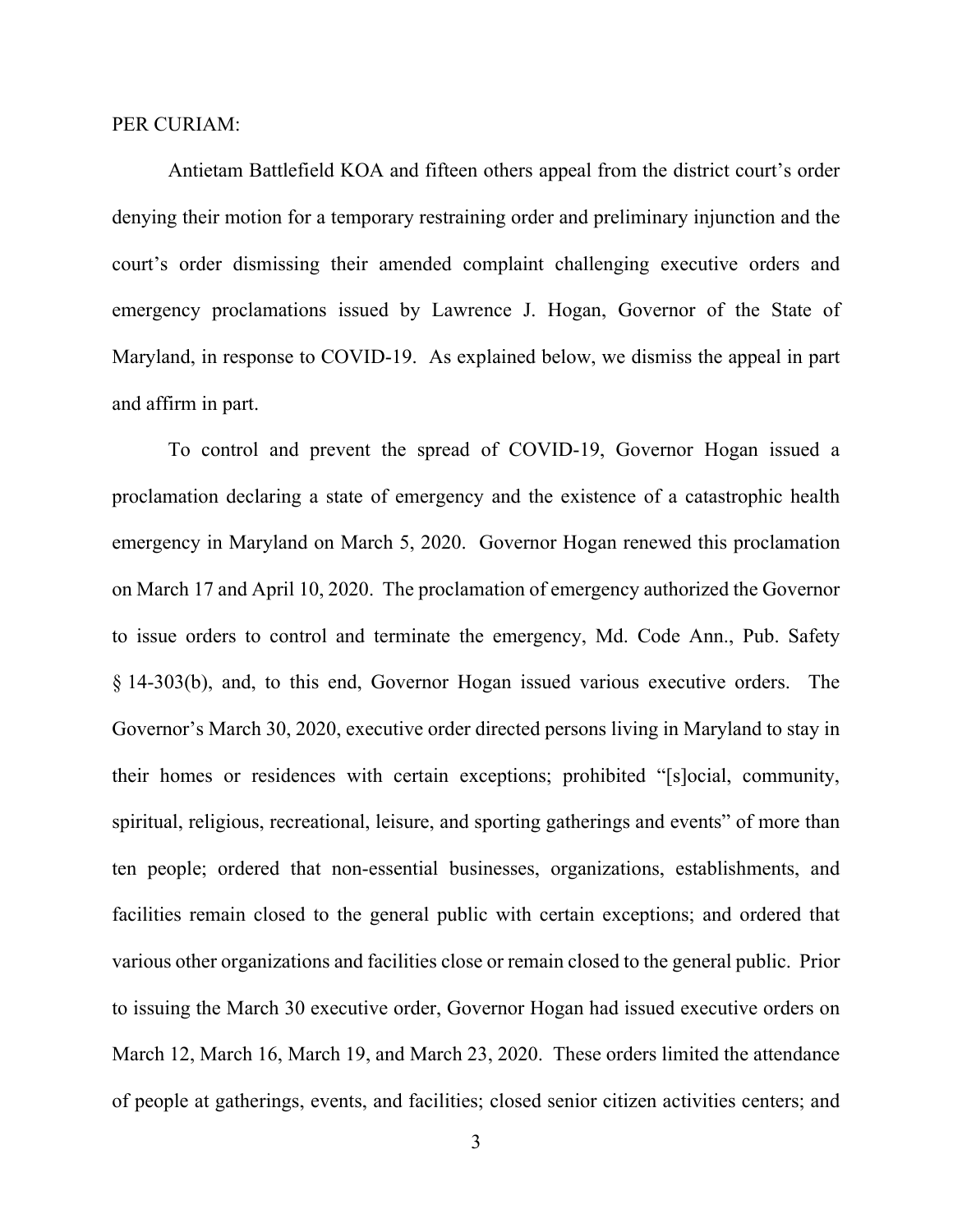PER CURIAM:

Antietam Battlefield KOA and fifteen others appeal from the district court's order denying their motion for a temporary restraining order and preliminary injunction and the court's order dismissing their amended complaint challenging executive orders and emergency proclamations issued by Lawrence J. Hogan, Governor of the State of Maryland, in response to COVID-19. As explained below, we dismiss the appeal in part and affirm in part.

To control and prevent the spread of COVID-19, Governor Hogan issued a proclamation declaring a state of emergency and the existence of a catastrophic health emergency in Maryland on March 5, 2020. Governor Hogan renewed this proclamation on March 17 and April 10, 2020. The proclamation of emergency authorized the Governor to issue orders to control and terminate the emergency, Md. Code Ann., Pub. Safety § 14-303(b), and, to this end, Governor Hogan issued various executive orders. The Governor's March 30, 2020, executive order directed persons living in Maryland to stay in their homes or residences with certain exceptions; prohibited "[s]ocial, community, spiritual, religious, recreational, leisure, and sporting gatherings and events" of more than ten people; ordered that non-essential businesses, organizations, establishments, and facilities remain closed to the general public with certain exceptions; and ordered that various other organizations and facilities close or remain closed to the general public. Prior to issuing the March 30 executive order, Governor Hogan had issued executive orders on March 12, March 16, March 19, and March 23, 2020. These orders limited the attendance of people at gatherings, events, and facilities; closed senior citizen activities centers; and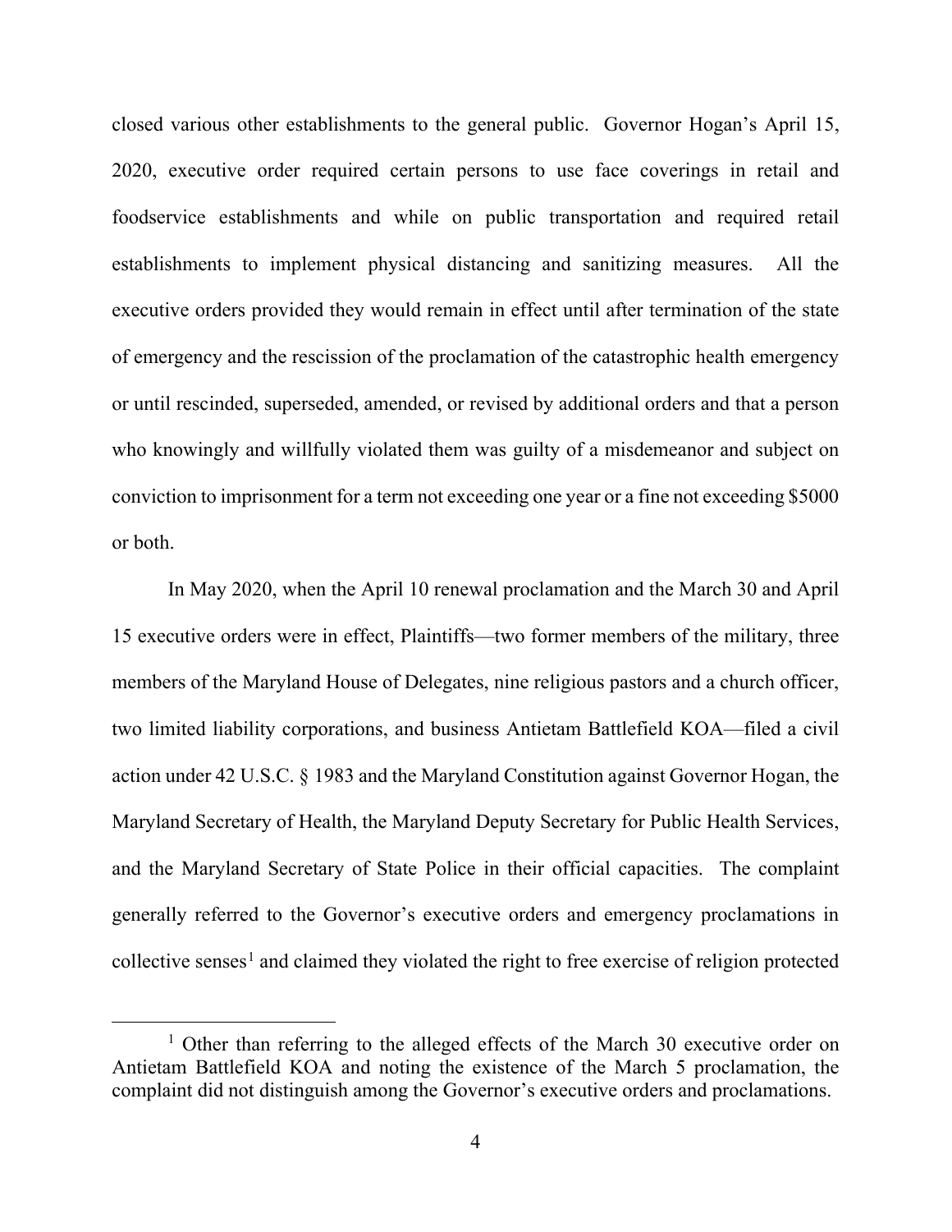closed various other establishments to the general public. Governor Hogan's April 15, 2020, executive order required certain persons to use face coverings in retail and foodservice establishments and while on public transportation and required retail establishments to implement physical distancing and sanitizing measures. All the executive orders provided they would remain in effect until after termination of the state of emergency and the rescission of the proclamation of the catastrophic health emergency or until rescinded, superseded, amended, or revised by additional orders and that a person who knowingly and willfully violated them was guilty of a misdemeanor and subject on conviction to imprisonment for a term not exceeding one year or a fine not exceeding $5000 or both.

In May 2020, when the April 10 renewal proclamation and the March 30 and April 15 executive orders were in effect, Plaintiffs—two former members of the military, three members of the Maryland House of Delegates, nine religious pastors and a church officer, two limited liability corporations, and business Antietam Battlefield KOA—filed a civil action under 42 U.S.C. § 1983 and the Maryland Constitution against Governor Hogan, the Maryland Secretary of Health, the Maryland Deputy Secretary for Public Health Services, and the Maryland Secretary of State Police in their official capacities. The complaint generally referred to the Governor's executive orders and emergency proclamations in collective senses[1] and claimed they violated the right to free exercise of religion protected

[1] Other than referring to the alleged effects of the March 30 executive order on Antietam Battlefield KOA and noting the existence of the March 5 proclamation, the complaint did not distinguish among the Governor's executive orders and proclamations.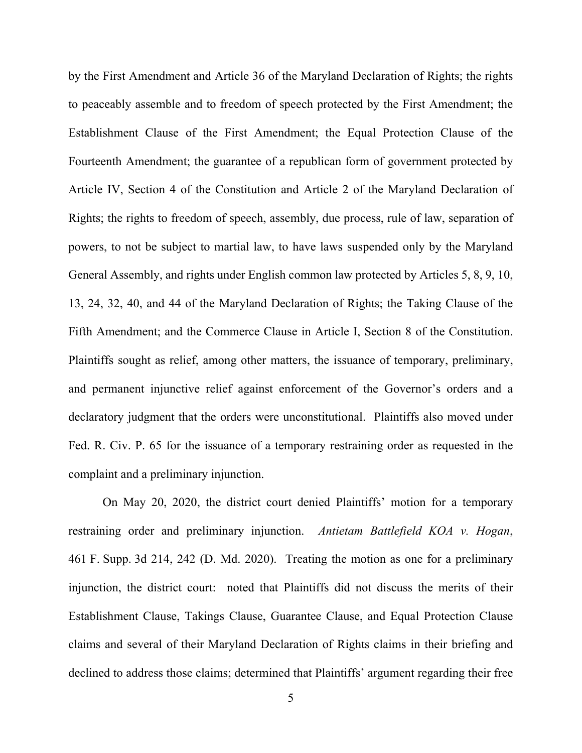by the First Amendment and Article 36 of the Maryland Declaration of Rights; the rights to peaceably assemble and to freedom of speech protected by the First Amendment; the Establishment Clause of the First Amendment; the Equal Protection Clause of the Fourteenth Amendment; the guarantee of a republican form of government protected by Article IV, Section 4 of the Constitution and Article 2 of the Maryland Declaration of Rights; the rights to freedom of speech, assembly, due process, rule of law, separation of powers, to not be subject to martial law, to have laws suspended only by the Maryland General Assembly, and rights under English common law protected by Articles 5, 8, 9, 10, 13, 24, 32, 40, and 44 of the Maryland Declaration of Rights; the Taking Clause of the Fifth Amendment; and the Commerce Clause in Article I, Section 8 of the Constitution. Plaintiffs sought as relief, among other matters, the issuance of temporary, preliminary, and permanent injunctive relief against enforcement of the Governor's orders and a declaratory judgment that the orders were unconstitutional. Plaintiffs also moved under Fed. R. Civ. P. 65 for the issuance of a temporary restraining order as requested in the complaint and a preliminary injunction.

On May 20, 2020, the district court denied Plaintiffs' motion for a temporary restraining order and preliminary injunction. *Antietam Battlefield KOA v. Hogan*, 461 F. Supp. 3d 214, 242 (D. Md. 2020). Treating the motion as one for a preliminary injunction, the district court: noted that Plaintiffs did not discuss the merits of their Establishment Clause, Takings Clause, Guarantee Clause, and Equal Protection Clause claims and several of their Maryland Declaration of Rights claims in their briefing and declined to address those claims; determined that Plaintiffs' argument regarding their free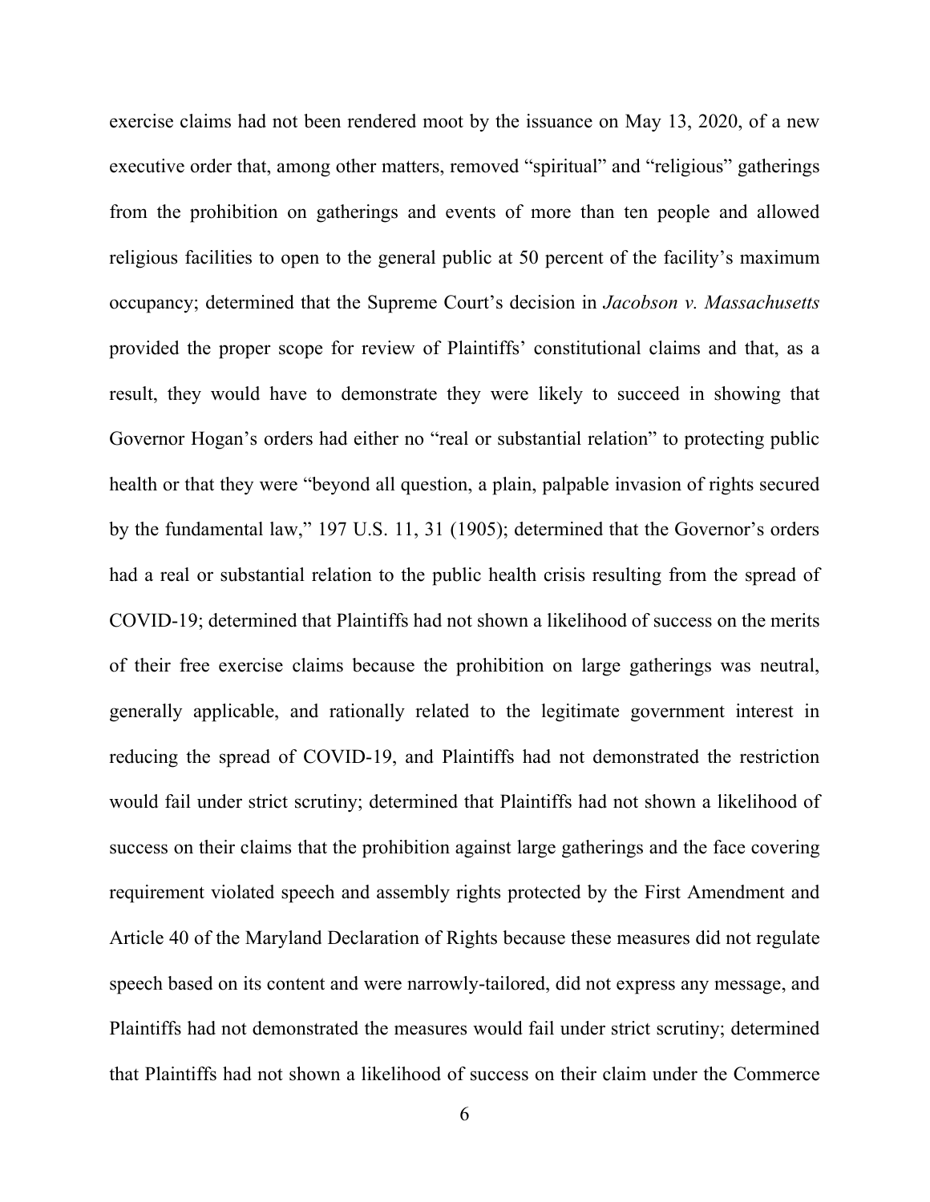exercise claims had not been rendered moot by the issuance on May 13, 2020, of a new executive order that, among other matters, removed "spiritual" and "religious" gatherings from the prohibition on gatherings and events of more than ten people and allowed religious facilities to open to the general public at 50 percent of the facility's maximum occupancy; determined that the Supreme Court's decision in *Jacobson v. Massachusetts* provided the proper scope for review of Plaintiffs' constitutional claims and that, as a result, they would have to demonstrate they were likely to succeed in showing that Governor Hogan's orders had either no "real or substantial relation" to protecting public health or that they were "beyond all question, a plain, palpable invasion of rights secured by the fundamental law," 197 U.S. 11, 31 (1905); determined that the Governor's orders had a real or substantial relation to the public health crisis resulting from the spread of COVID-19; determined that Plaintiffs had not shown a likelihood of success on the merits of their free exercise claims because the prohibition on large gatherings was neutral, generally applicable, and rationally related to the legitimate government interest in reducing the spread of COVID-19, and Plaintiffs had not demonstrated the restriction would fail under strict scrutiny; determined that Plaintiffs had not shown a likelihood of success on their claims that the prohibition against large gatherings and the face covering requirement violated speech and assembly rights protected by the First Amendment and Article 40 of the Maryland Declaration of Rights because these measures did not regulate speech based on its content and were narrowly-tailored, did not express any message, and Plaintiffs had not demonstrated the measures would fail under strict scrutiny; determined that Plaintiffs had not shown a likelihood of success on their claim under the Commerce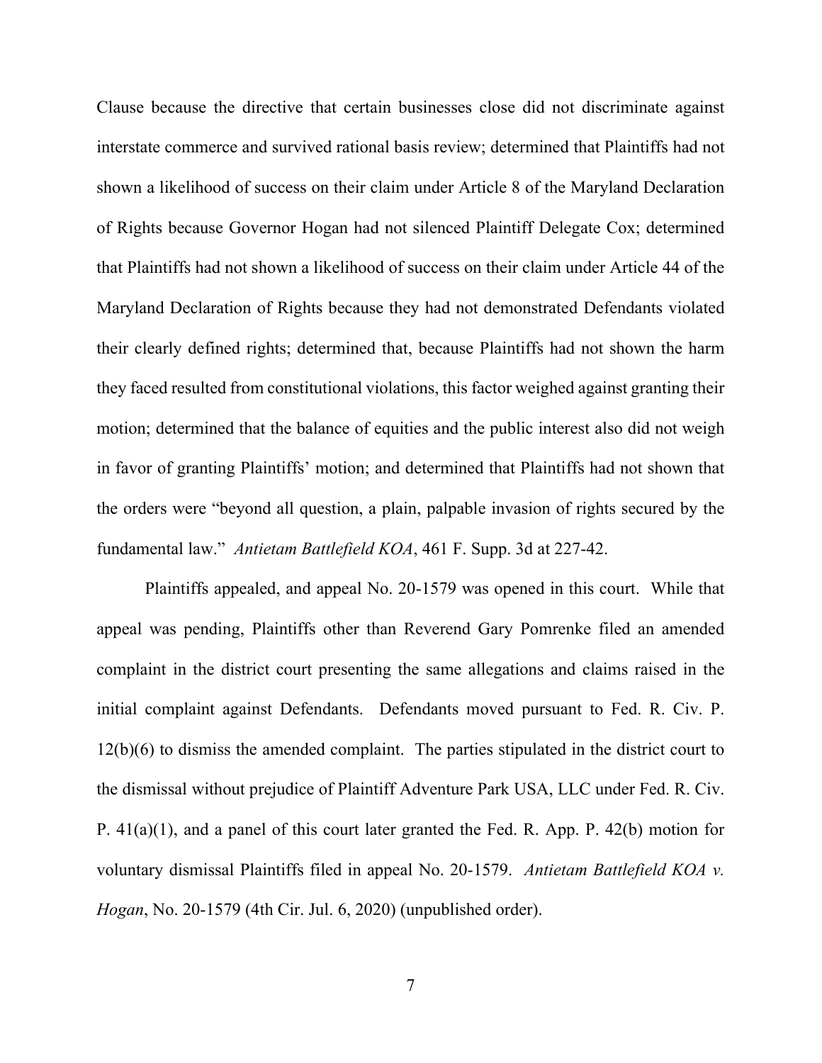Clause because the directive that certain businesses close did not discriminate against interstate commerce and survived rational basis review; determined that Plaintiffs had not shown a likelihood of success on their claim under Article 8 of the Maryland Declaration of Rights because Governor Hogan had not silenced Plaintiff Delegate Cox; determined that Plaintiffs had not shown a likelihood of success on their claim under Article 44 of the Maryland Declaration of Rights because they had not demonstrated Defendants violated their clearly defined rights; determined that, because Plaintiffs had not shown the harm they faced resulted from constitutional violations, this factor weighed against granting their motion; determined that the balance of equities and the public interest also did not weigh in favor of granting Plaintiffs' motion; and determined that Plaintiffs had not shown that the orders were "beyond all question, a plain, palpable invasion of rights secured by the fundamental law." *Antietam Battlefield KOA*, 461 F. Supp. 3d at 227-42.

Plaintiffs appealed, and appeal No. 20-1579 was opened in this court. While that appeal was pending, Plaintiffs other than Reverend Gary Pomrenke filed an amended complaint in the district court presenting the same allegations and claims raised in the initial complaint against Defendants. Defendants moved pursuant to Fed. R. Civ. P. 12(b)(6) to dismiss the amended complaint. The parties stipulated in the district court to the dismissal without prejudice of Plaintiff Adventure Park USA, LLC under Fed. R. Civ. P. 41(a)(1), and a panel of this court later granted the Fed. R. App. P. 42(b) motion for voluntary dismissal Plaintiffs filed in appeal No. 20-1579. *Antietam Battlefield KOA v. Hogan*, No. 20-1579 (4th Cir. Jul. 6, 2020) (unpublished order).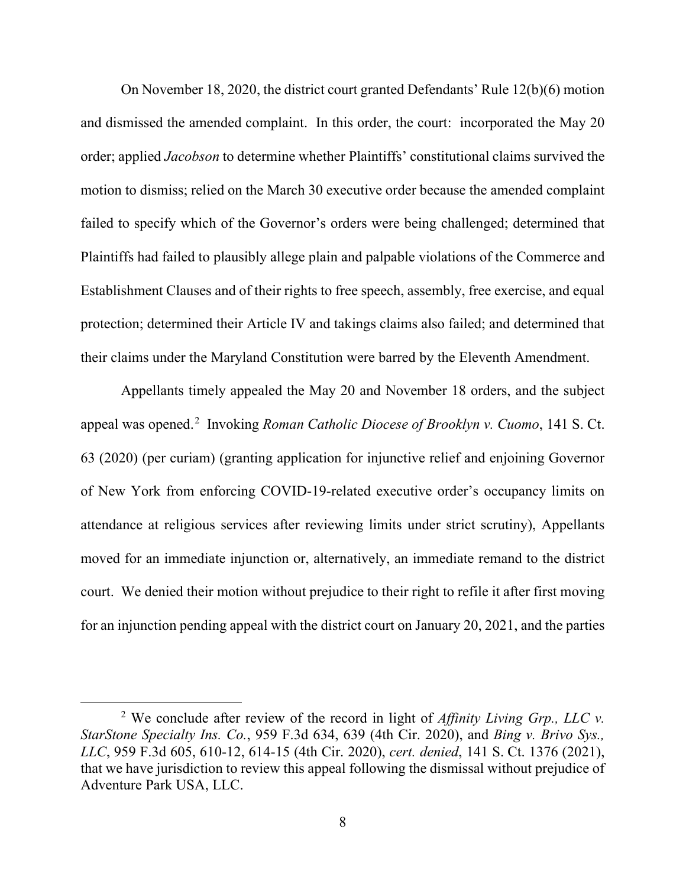On November 18, 2020, the district court granted Defendants' Rule 12(b)(6) motion and dismissed the amended complaint. In this order, the court: incorporated the May 20 order; applied *Jacobson* to determine whether Plaintiffs' constitutional claims survived the motion to dismiss; relied on the March 30 executive order because the amended complaint failed to specify which of the Governor's orders were being challenged; determined that Plaintiffs had failed to plausibly allege plain and palpable violations of the Commerce and Establishment Clauses and of their rights to free speech, assembly, free exercise, and equal protection; determined their Article IV and takings claims also failed; and determined that their claims under the Maryland Constitution were barred by the Eleventh Amendment.

Appellants timely appealed the May 20 and November 18 orders, and the subject appeal was opened.[2] Invoking *Roman Catholic Diocese of Brooklyn v. Cuomo*, 141 S. Ct. 63 (2020) (per curiam) (granting application for injunctive relief and enjoining Governor of New York from enforcing COVID-19-related executive order's occupancy limits on attendance at religious services after reviewing limits under strict scrutiny), Appellants moved for an immediate injunction or, alternatively, an immediate remand to the district court. We denied their motion without prejudice to their right to refile it after first moving for an injunction pending appeal with the district court on January 20, 2021, and the parties

[2] We conclude after review of the record in light of *Affinity Living Grp., LLC v. StarStone Specialty Ins. Co.*, 959 F.3d 634, 639 (4th Cir. 2020), and *Bing v. Brivo Sys., LLC*, 959 F.3d 605, 610-12, 614-15 (4th Cir. 2020), *cert. denied*, 141 S. Ct. 1376 (2021), that we have jurisdiction to review this appeal following the dismissal without prejudice of Adventure Park USA, LLC.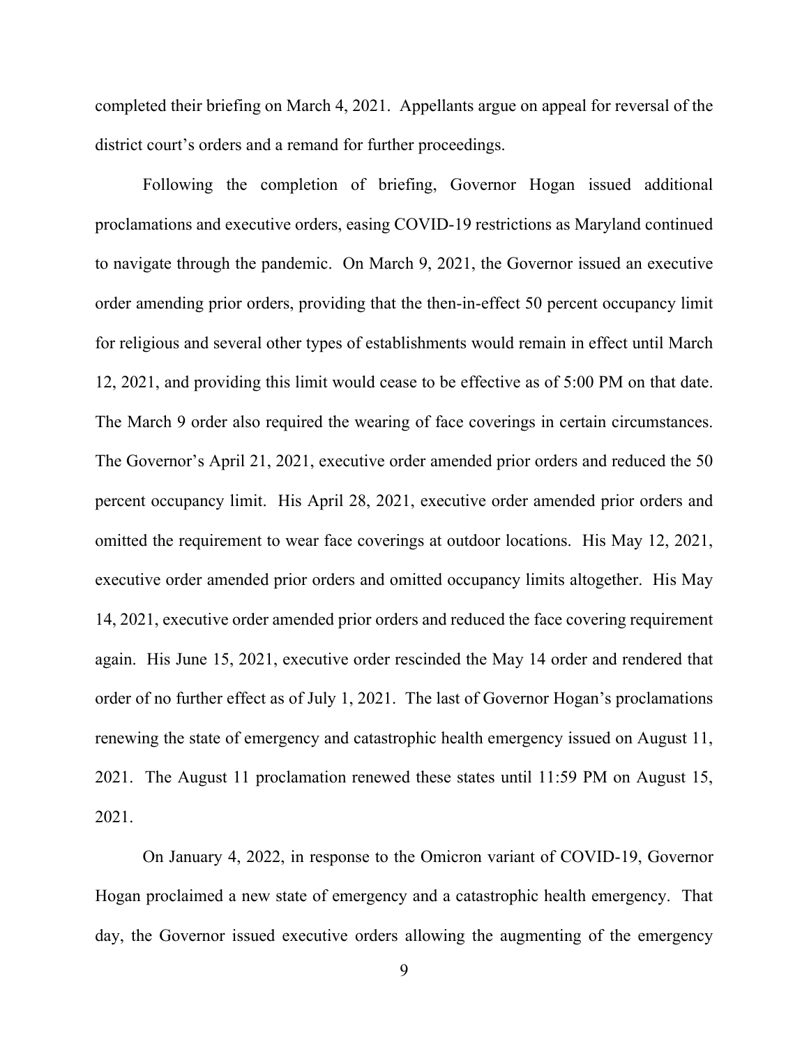completed their briefing on March 4, 2021. Appellants argue on appeal for reversal of the district court's orders and a remand for further proceedings.

Following the completion of briefing, Governor Hogan issued additional proclamations and executive orders, easing COVID-19 restrictions as Maryland continued to navigate through the pandemic. On March 9, 2021, the Governor issued an executive order amending prior orders, providing that the then-in-effect 50 percent occupancy limit for religious and several other types of establishments would remain in effect until March 12, 2021, and providing this limit would cease to be effective as of 5:00 PM on that date. The March 9 order also required the wearing of face coverings in certain circumstances. The Governor's April 21, 2021, executive order amended prior orders and reduced the 50 percent occupancy limit. His April 28, 2021, executive order amended prior orders and omitted the requirement to wear face coverings at outdoor locations. His May 12, 2021, executive order amended prior orders and omitted occupancy limits altogether. His May 14, 2021, executive order amended prior orders and reduced the face covering requirement again. His June 15, 2021, executive order rescinded the May 14 order and rendered that order of no further effect as of July 1, 2021. The last of Governor Hogan's proclamations renewing the state of emergency and catastrophic health emergency issued on August 11, 2021. The August 11 proclamation renewed these states until 11:59 PM on August 15, 2021.

On January 4, 2022, in response to the Omicron variant of COVID-19, Governor Hogan proclaimed a new state of emergency and a catastrophic health emergency. That day, the Governor issued executive orders allowing the augmenting of the emergency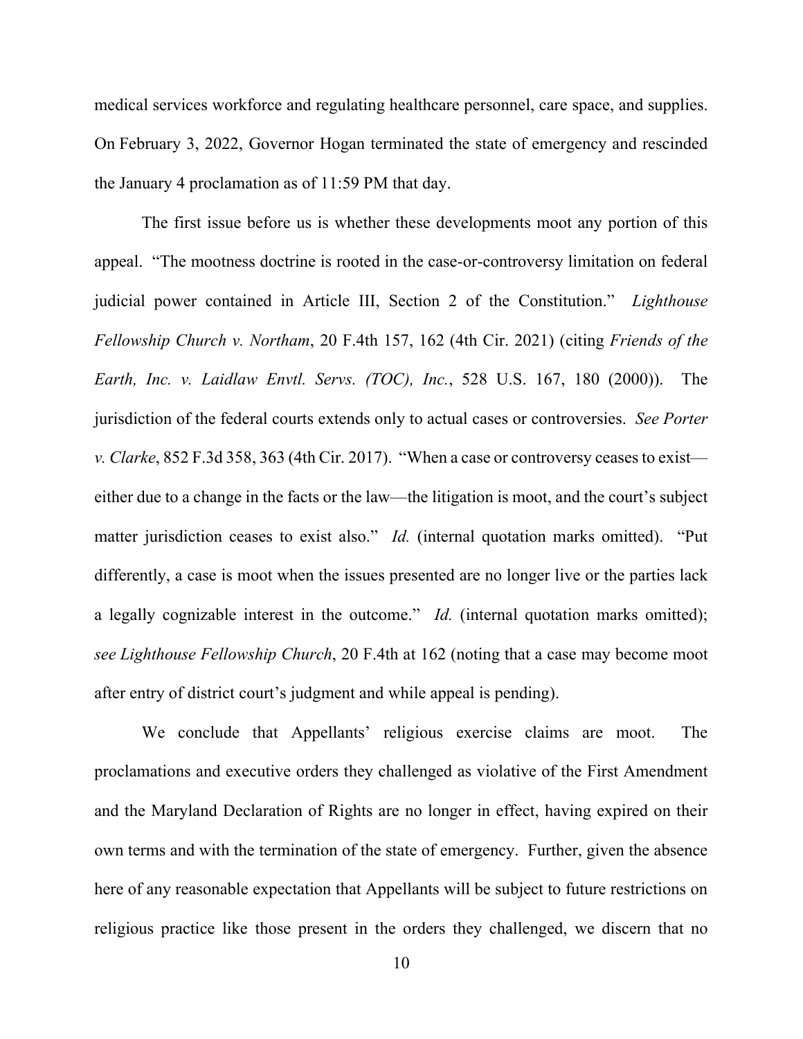medical services workforce and regulating healthcare personnel, care space, and supplies. On February 3, 2022, Governor Hogan terminated the state of emergency and rescinded the January 4 proclamation as of 11:59 PM that day.

The first issue before us is whether these developments moot any portion of this appeal. "The mootness doctrine is rooted in the case-or-controversy limitation on federal judicial power contained in Article III, Section 2 of the Constitution." *Lighthouse Fellowship Church v. Northam*, 20 F.4th 157, 162 (4th Cir. 2021) (citing *Friends of the Earth, Inc. v. Laidlaw Envtl. Servs. (TOC), Inc.*, 528 U.S. 167, 180 (2000)). The jurisdiction of the federal courts extends only to actual cases or controversies. *See Porter v. Clarke*, 852 F.3d 358, 363 (4th Cir. 2017). "When a case or controversy ceases to exist—either due to a change in the facts or the law—the litigation is moot, and the court's subject matter jurisdiction ceases to exist also." *Id.* (internal quotation marks omitted). "Put differently, a case is moot when the issues presented are no longer live or the parties lack a legally cognizable interest in the outcome." *Id.* (internal quotation marks omitted); *see Lighthouse Fellowship Church*, 20 F.4th at 162 (noting that a case may become moot after entry of district court's judgment and while appeal is pending).

We conclude that Appellants' religious exercise claims are moot. The proclamations and executive orders they challenged as violative of the First Amendment and the Maryland Declaration of Rights are no longer in effect, having expired on their own terms and with the termination of the state of emergency. Further, given the absence here of any reasonable expectation that Appellants will be subject to future restrictions on religious practice like those present in the orders they challenged, we discern that no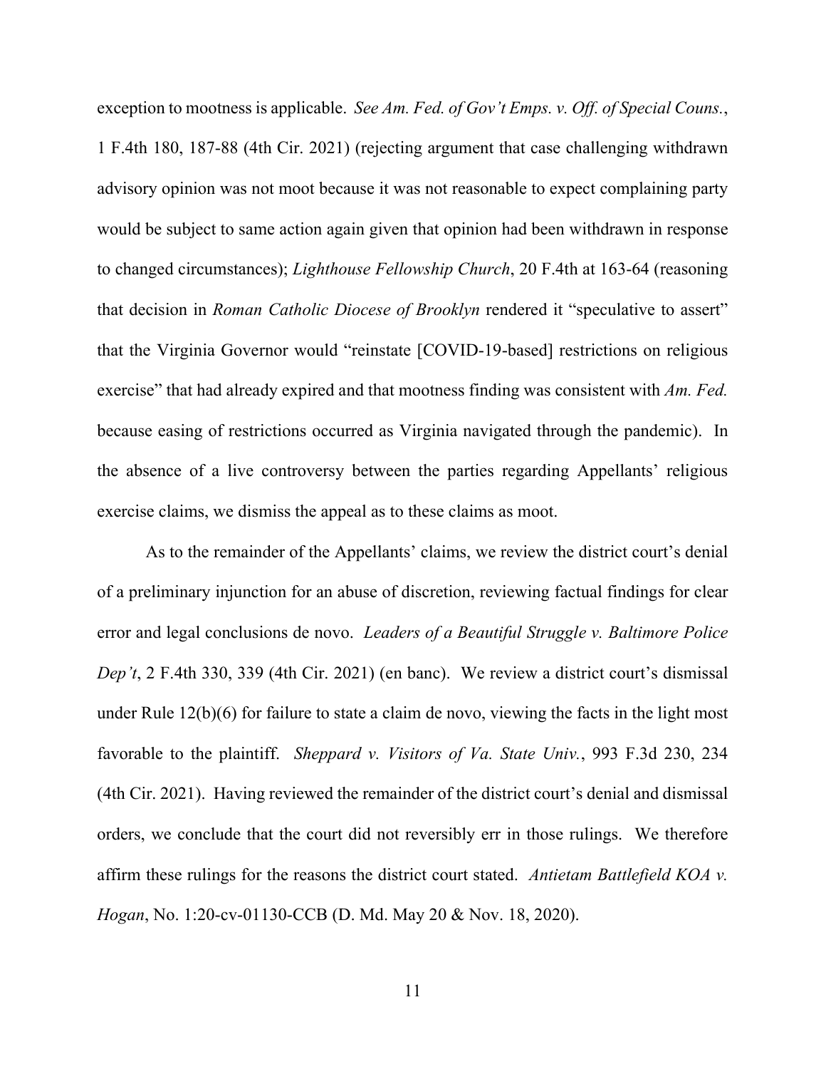exception to mootness is applicable. *See Am. Fed. of Gov't Emps. v. Off. of Special Couns.*, 1 F.4th 180, 187-88 (4th Cir. 2021) (rejecting argument that case challenging withdrawn advisory opinion was not moot because it was not reasonable to expect complaining party would be subject to same action again given that opinion had been withdrawn in response to changed circumstances); *Lighthouse Fellowship Church*, 20 F.4th at 163-64 (reasoning that decision in *Roman Catholic Diocese of Brooklyn* rendered it "speculative to assert" that the Virginia Governor would "reinstate [COVID-19-based] restrictions on religious exercise" that had already expired and that mootness finding was consistent with *Am. Fed.* because easing of restrictions occurred as Virginia navigated through the pandemic). In the absence of a live controversy between the parties regarding Appellants' religious exercise claims, we dismiss the appeal as to these claims as moot.

As to the remainder of the Appellants' claims, we review the district court's denial of a preliminary injunction for an abuse of discretion, reviewing factual findings for clear error and legal conclusions de novo. *Leaders of a Beautiful Struggle v. Baltimore Police Dep't*, 2 F.4th 330, 339 (4th Cir. 2021) (en banc). We review a district court's dismissal under Rule 12(b)(6) for failure to state a claim de novo, viewing the facts in the light most favorable to the plaintiff. *Sheppard v. Visitors of Va. State Univ.*, 993 F.3d 230, 234 (4th Cir. 2021). Having reviewed the remainder of the district court's denial and dismissal orders, we conclude that the court did not reversibly err in those rulings. We therefore affirm these rulings for the reasons the district court stated. *Antietam Battlefield KOA v. Hogan*, No. 1:20-cv-01130-CCB (D. Md. May 20 & Nov. 18, 2020).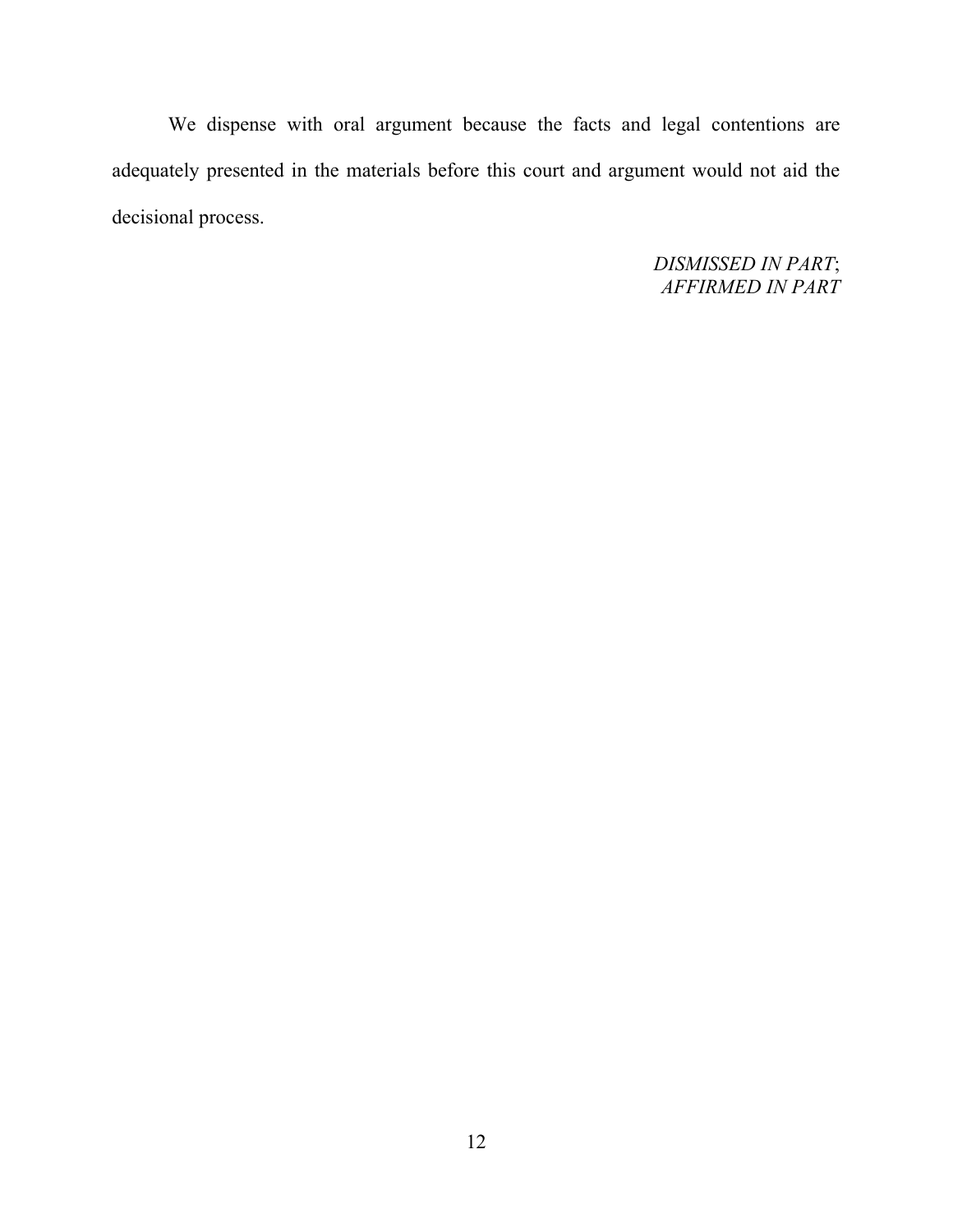We dispense with oral argument because the facts and legal contentions are adequately presented in the materials before this court and argument would not aid the decisional process.

*DISMISSED IN PART*;
*AFFIRMED IN PART*